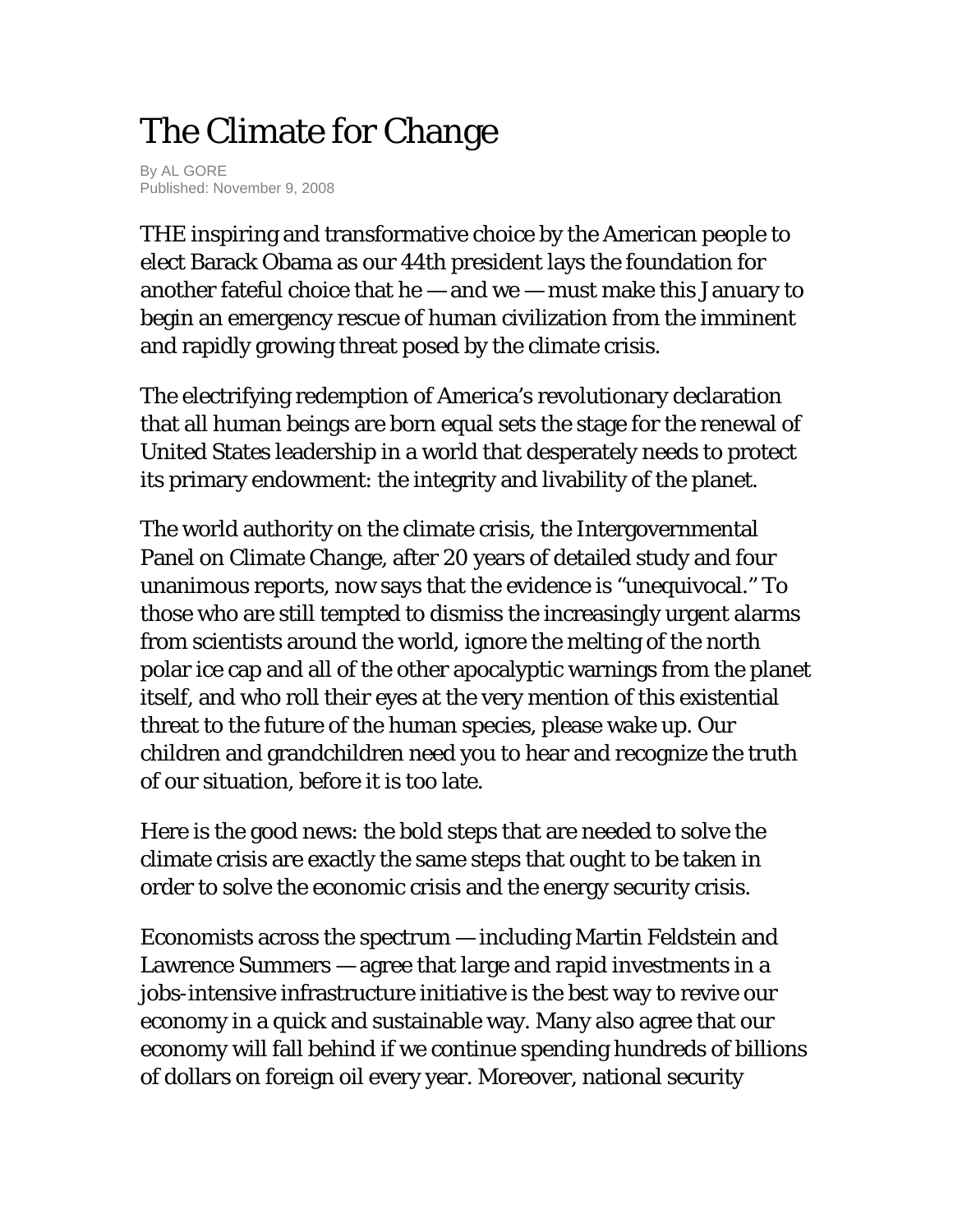# The Climate for Change

By AL GORE
Published: November 9, 2008

THE inspiring and transformative choice by the American people to elect Barack Obama as our 44th president lays the foundation for another fateful choice that he — and we — must make this January to begin an emergency rescue of human civilization from the imminent and rapidly growing threat posed by the climate crisis.

The electrifying redemption of America's revolutionary declaration that all human beings are born equal sets the stage for the renewal of United States leadership in a world that desperately needs to protect its primary endowment: the integrity and livability of the planet.

The world authority on the climate crisis, the Intergovernmental Panel on Climate Change, after 20 years of detailed study and four unanimous reports, now says that the evidence is "unequivocal." To those who are still tempted to dismiss the increasingly urgent alarms from scientists around the world, ignore the melting of the north polar ice cap and all of the other apocalyptic warnings from the planet itself, and who roll their eyes at the very mention of this existential threat to the future of the human species, please wake up. Our children and grandchildren need you to hear and recognize the truth of our situation, before it is too late.

Here is the good news: the bold steps that are needed to solve the climate crisis are exactly the same steps that ought to be taken in order to solve the economic crisis and the energy security crisis.

Economists across the spectrum — including Martin Feldstein and Lawrence Summers — agree that large and rapid investments in a jobs-intensive infrastructure initiative is the best way to revive our economy in a quick and sustainable way. Many also agree that our economy will fall behind if we continue spending hundreds of billions of dollars on foreign oil every year. Moreover, national security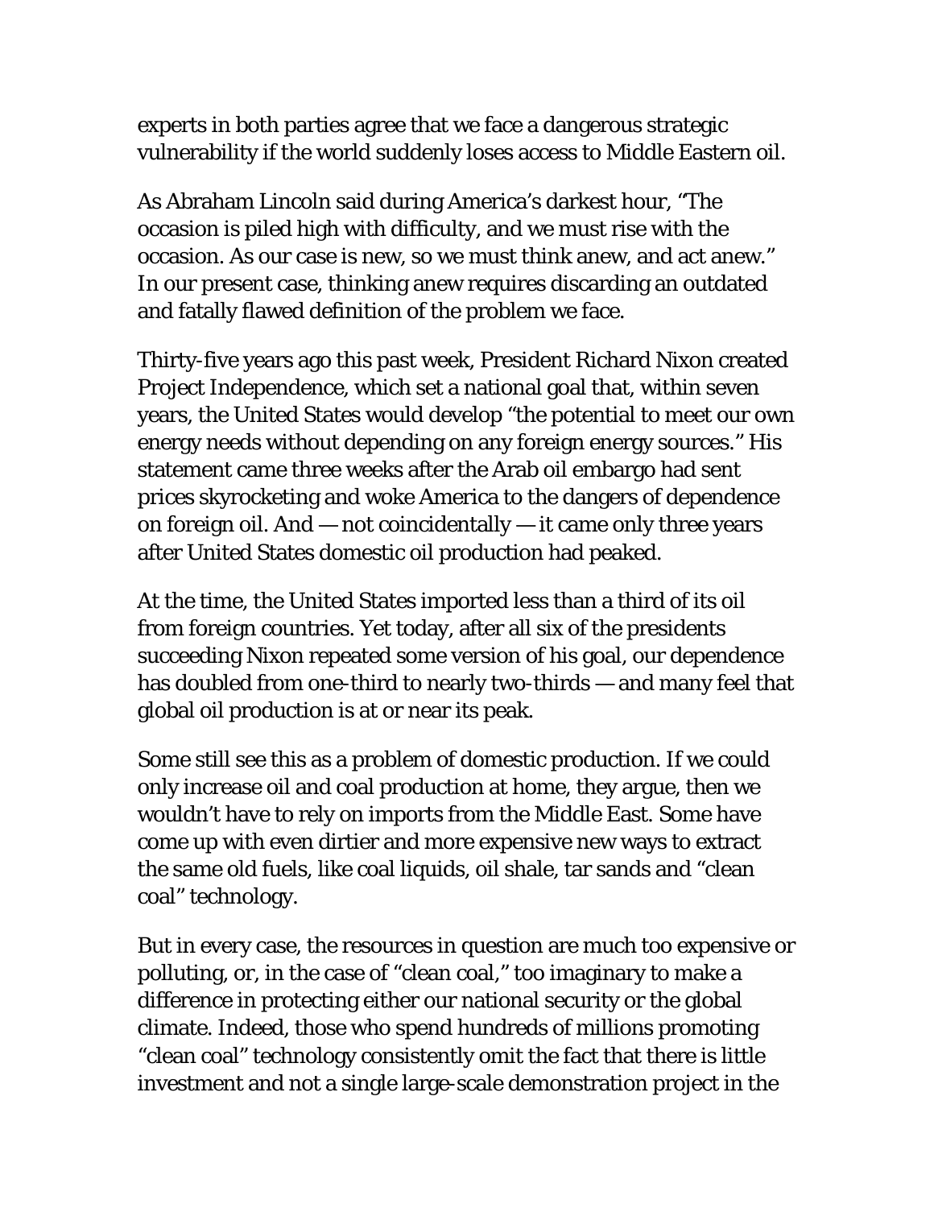experts in both parties agree that we face a dangerous strategic vulnerability if the world suddenly loses access to Middle Eastern oil.

As Abraham Lincoln said during America's darkest hour, "The occasion is piled high with difficulty, and we must rise with the occasion. As our case is new, so we must think anew, and act anew." In our present case, thinking anew requires discarding an outdated and fatally flawed definition of the problem we face.

Thirty-five years ago this past week, President Richard Nixon created Project Independence, which set a national goal that, within seven years, the United States would develop "the potential to meet our own energy needs without depending on any foreign energy sources." His statement came three weeks after the Arab oil embargo had sent prices skyrocketing and woke America to the dangers of dependence on foreign oil. And — not coincidentally — it came only three years after United States domestic oil production had peaked.

At the time, the United States imported less than a third of its oil from foreign countries. Yet today, after all six of the presidents succeeding Nixon repeated some version of his goal, our dependence has doubled from one-third to nearly two-thirds — and many feel that global oil production is at or near its peak.

Some still see this as a problem of domestic production. If we could only increase oil and coal production at home, they argue, then we wouldn't have to rely on imports from the Middle East. Some have come up with even dirtier and more expensive new ways to extract the same old fuels, like coal liquids, oil shale, tar sands and "clean coal" technology.

But in every case, the resources in question are much too expensive or polluting, or, in the case of "clean coal," too imaginary to make a difference in protecting either our national security or the global climate. Indeed, those who spend hundreds of millions promoting "clean coal" technology consistently omit the fact that there is little investment and not a single large-scale demonstration project in the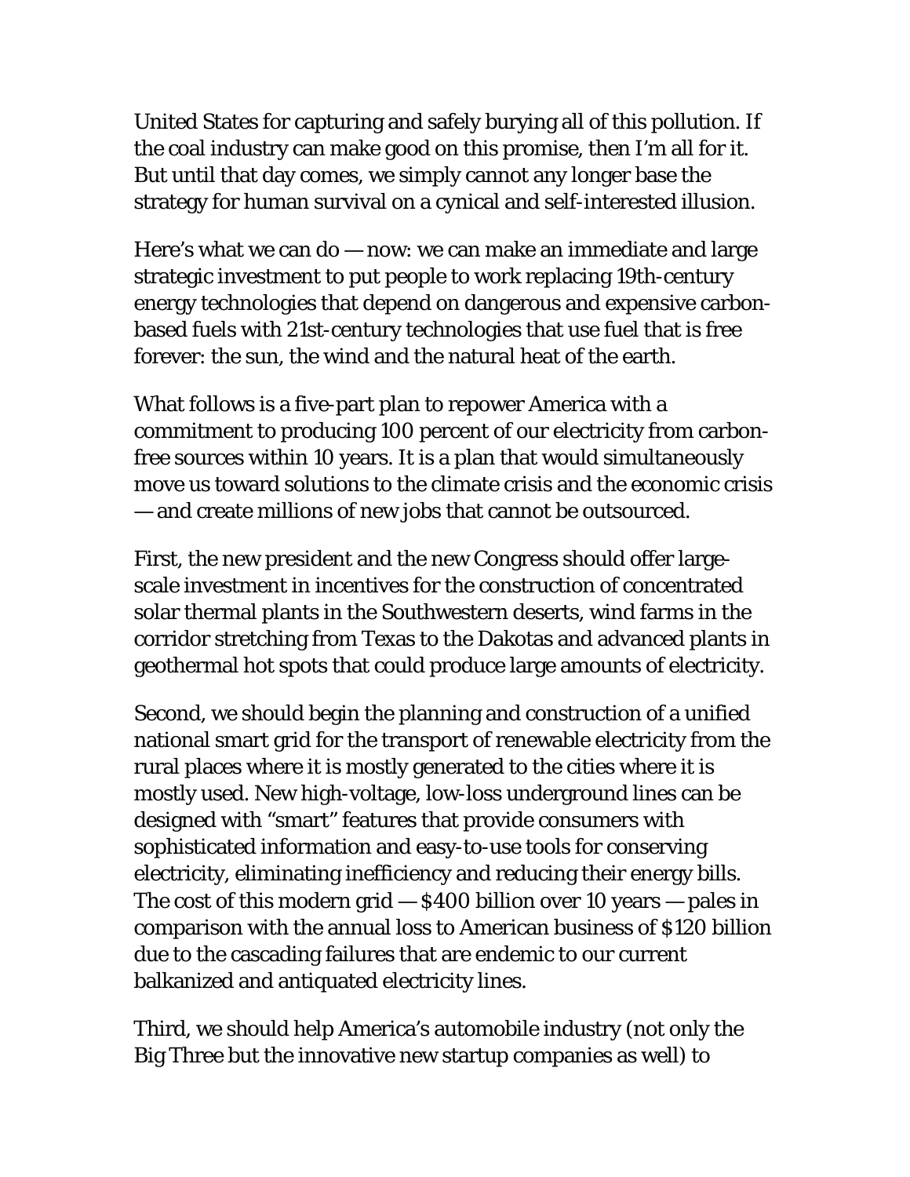United States for capturing and safely burying all of this pollution. If the coal industry can make good on this promise, then I'm all for it. But until that day comes, we simply cannot any longer base the strategy for human survival on a cynical and self-interested illusion.

Here's what we can do — now: we can make an immediate and large strategic investment to put people to work replacing 19th-century energy technologies that depend on dangerous and expensive carbon-based fuels with 21st-century technologies that use fuel that is free forever: the sun, the wind and the natural heat of the earth.

What follows is a five-part plan to repower America with a commitment to producing 100 percent of our electricity from carbon-free sources within 10 years. It is a plan that would simultaneously move us toward solutions to the climate crisis and the economic crisis — and create millions of new jobs that cannot be outsourced.

First, the new president and the new Congress should offer large-scale investment in incentives for the construction of concentrated solar thermal plants in the Southwestern deserts, wind farms in the corridor stretching from Texas to the Dakotas and advanced plants in geothermal hot spots that could produce large amounts of electricity.

Second, we should begin the planning and construction of a unified national smart grid for the transport of renewable electricity from the rural places where it is mostly generated to the cities where it is mostly used. New high-voltage, low-loss underground lines can be designed with "smart" features that provide consumers with sophisticated information and easy-to-use tools for conserving electricity, eliminating inefficiency and reducing their energy bills. The cost of this modern grid — $400 billion over 10 years — pales in comparison with the annual loss to American business of $120 billion due to the cascading failures that are endemic to our current balkanized and antiquated electricity lines.

Third, we should help America's automobile industry (not only the Big Three but the innovative new startup companies as well) to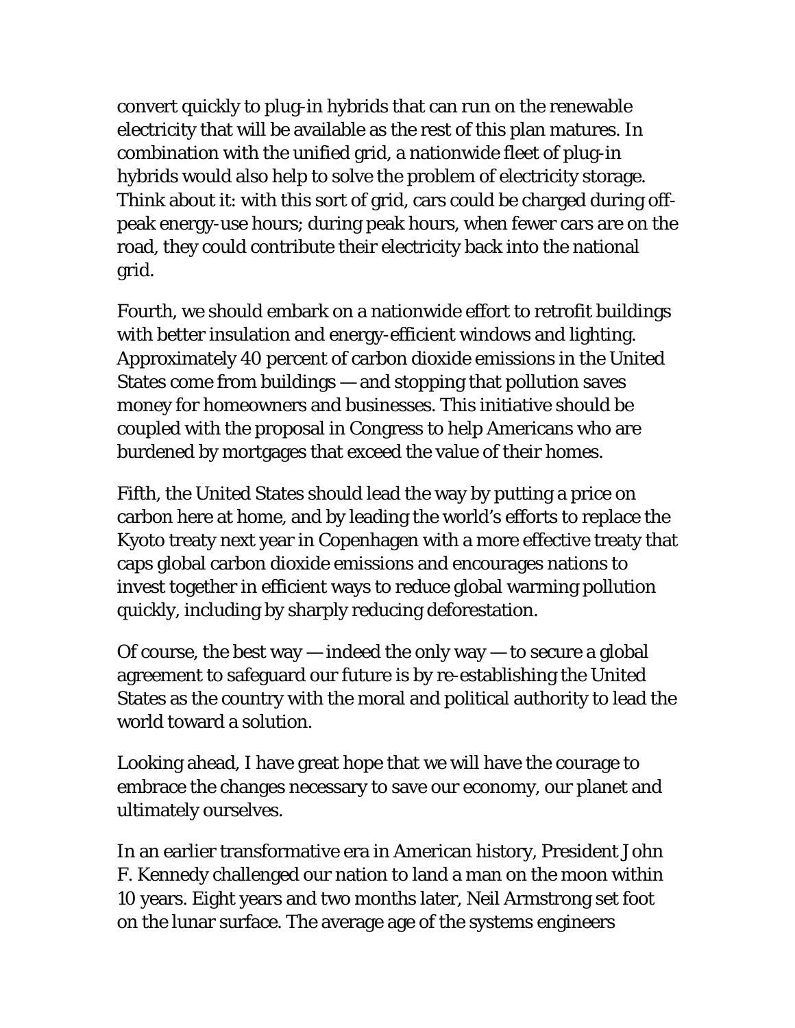convert quickly to plug-in hybrids that can run on the renewable electricity that will be available as the rest of this plan matures. In combination with the unified grid, a nationwide fleet of plug-in hybrids would also help to solve the problem of electricity storage. Think about it: with this sort of grid, cars could be charged during off-peak energy-use hours; during peak hours, when fewer cars are on the road, they could contribute their electricity back into the national grid.

Fourth, we should embark on a nationwide effort to retrofit buildings with better insulation and energy-efficient windows and lighting. Approximately 40 percent of carbon dioxide emissions in the United States come from buildings — and stopping that pollution saves money for homeowners and businesses. This initiative should be coupled with the proposal in Congress to help Americans who are burdened by mortgages that exceed the value of their homes.

Fifth, the United States should lead the way by putting a price on carbon here at home, and by leading the world's efforts to replace the Kyoto treaty next year in Copenhagen with a more effective treaty that caps global carbon dioxide emissions and encourages nations to invest together in efficient ways to reduce global warming pollution quickly, including by sharply reducing deforestation.

Of course, the best way — indeed the only way — to secure a global agreement to safeguard our future is by re-establishing the United States as the country with the moral and political authority to lead the world toward a solution.

Looking ahead, I have great hope that we will have the courage to embrace the changes necessary to save our economy, our planet and ultimately ourselves.

In an earlier transformative era in American history, President John F. Kennedy challenged our nation to land a man on the moon within 10 years. Eight years and two months later, Neil Armstrong set foot on the lunar surface. The average age of the systems engineers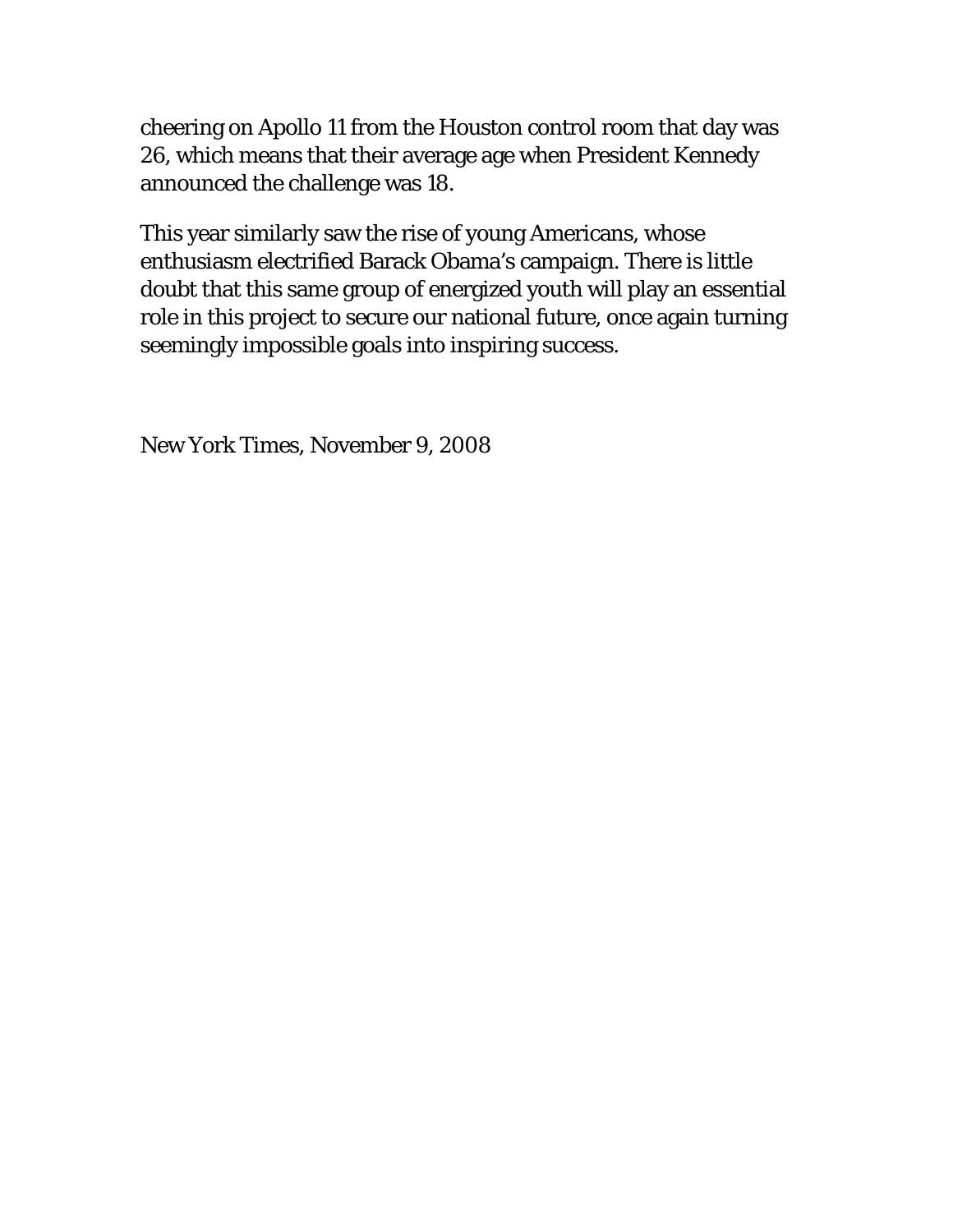cheering on Apollo 11 from the Houston control room that day was 26, which means that their average age when President Kennedy announced the challenge was 18.

This year similarly saw the rise of young Americans, whose enthusiasm electrified Barack Obama's campaign. There is little doubt that this same group of energized youth will play an essential role in this project to secure our national future, once again turning seemingly impossible goals into inspiring success.

New York Times, November 9, 2008